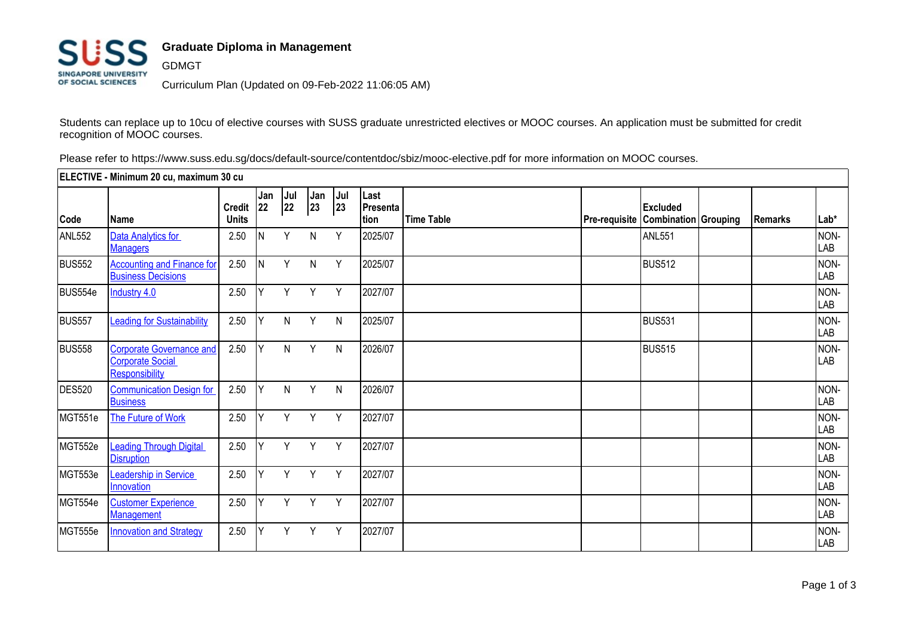# Graduate Diploma in Management

GDMGT

Curriculum Plan (Updated on 09-Feb-2022 11:06:05 AM)

Students can replace up to 10cu of elective courses with SUSS graduate unrestricted electives or MOOC courses. An application must be submitted for credit recognition of MOOC courses.

Please refer to https://www.suss.edu.sg/docs/default-source/contentdoc/sbiz/mooc-elective.pdf for more information on MOOC courses.

**ELECTIVE - Minimum 20 cu, maximum 30 cu**

| Code | Name | Credit Units | Jan 22 | Jul 22 | Jan 23 | Jul 23 | Last Presentation | Time Table | Pre-requisite | Excluded Combination | Grouping | Remarks | Lab* |
|---|---|---|---|---|---|---|---|---|---|---|---|---|---|
| ANL552 | Data Analytics for Managers | 2.50 | N | Y | N | Y | 2025/07 | | | ANL551 | | | NON-LAB |
| BUS552 | Accounting and Finance for Business Decisions | 2.50 | N | Y | N | Y | 2025/07 | | | BUS512 | | | NON-LAB |
| BUS554e | Industry 4.0 | 2.50 | Y | Y | Y | Y | 2027/07 | | | | | | NON-LAB |
| BUS557 | Leading for Sustainability | 2.50 | Y | N | Y | N | 2025/07 | | | BUS531 | | | NON-LAB |
| BUS558 | Corporate Governance and Corporate Social Responsibility | 2.50 | Y | N | Y | N | 2026/07 | | | BUS515 | | | NON-LAB |
| DES520 | Communication Design for Business | 2.50 | Y | N | Y | N | 2026/07 | | | | | | NON-LAB |
| MGT551e | The Future of Work | 2.50 | Y | Y | Y | Y | 2027/07 | | | | | | NON-LAB |
| MGT552e | Leading Through Digital Disruption | 2.50 | Y | Y | Y | Y | 2027/07 | | | | | | NON-LAB |
| MGT553e | Leadership in Service Innovation | 2.50 | Y | Y | Y | Y | 2027/07 | | | | | | NON-LAB |
| MGT554e | Customer Experience Management | 2.50 | Y | Y | Y | Y | 2027/07 | | | | | | NON-LAB |
| MGT555e | Innovation and Strategy | 2.50 | Y | Y | Y | Y | 2027/07 | | | | | | NON-LAB |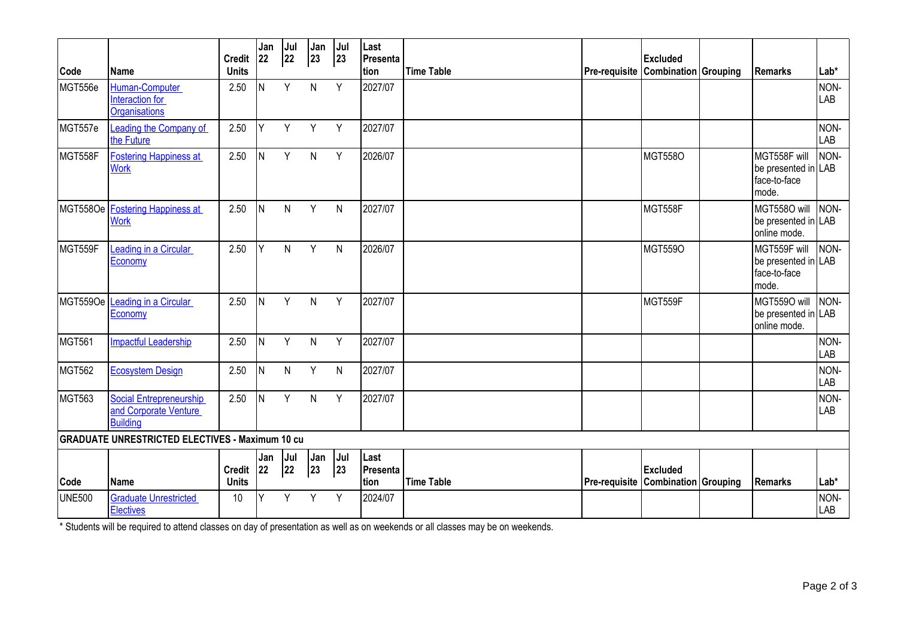| Code | Name | Credit Units | Jan 22 | Jul 22 | Jan 23 | Jul 23 | Last Presentation | Time Table | Pre-requisite | Excluded Combination | Grouping | Remarks | Lab* |
|---|---|---|---|---|---|---|---|---|---|---|---|---|---|
| MGT556e | Human-Computer Interaction for Organisations | 2.50 | N | Y | N | Y | 2027/07 | | | | | | NON-LAB |
| MGT557e | Leading the Company of the Future | 2.50 | Y | Y | Y | Y | 2027/07 | | | | | | NON-LAB |
| MGT558F | Fostering Happiness at Work | 2.50 | N | Y | N | Y | 2026/07 | | | MGT558O | | MGT558F will be presented in face-to-face mode. | NON-LAB |
| MGT558Oe | Fostering Happiness at Work | 2.50 | N | N | Y | N | 2027/07 | | | MGT558F | | MGT558O will be presented in online mode. | NON-LAB |
| MGT559F | Leading in a Circular Economy | 2.50 | Y | N | Y | N | 2026/07 | | | MGT559O | | MGT559F will be presented in face-to-face mode. | NON-LAB |
| MGT559Oe | Leading in a Circular Economy | 2.50 | N | Y | N | Y | 2027/07 | | | MGT559F | | MGT559O will be presented in online mode. | NON-LAB |
| MGT561 | Impactful Leadership | 2.50 | N | Y | N | Y | 2027/07 | | | | | | NON-LAB |
| MGT562 | Ecosystem Design | 2.50 | N | N | Y | N | 2027/07 | | | | | | NON-LAB |
| MGT563 | Social Entrepreneurship and Corporate Venture Building | 2.50 | N | Y | N | Y | 2027/07 | | | | | | NON-LAB |

**GRADUATE UNRESTRICTED ELECTIVES - Maximum 10 cu**

| Code | Name | Credit Units | Jan 22 | Jul 22 | Jan 23 | Jul 23 | Last Presentation | Time Table | Pre-requisite | Excluded Combination | Grouping | Remarks | Lab* |
|---|---|---|---|---|---|---|---|---|---|---|---|---|---|
| UNE500 | Graduate Unrestricted Electives | 10 | Y | Y | Y | Y | 2024/07 | | | | | | NON-LAB |

* Students will be required to attend classes on day of presentation as well as on weekends or all classes may be on weekends.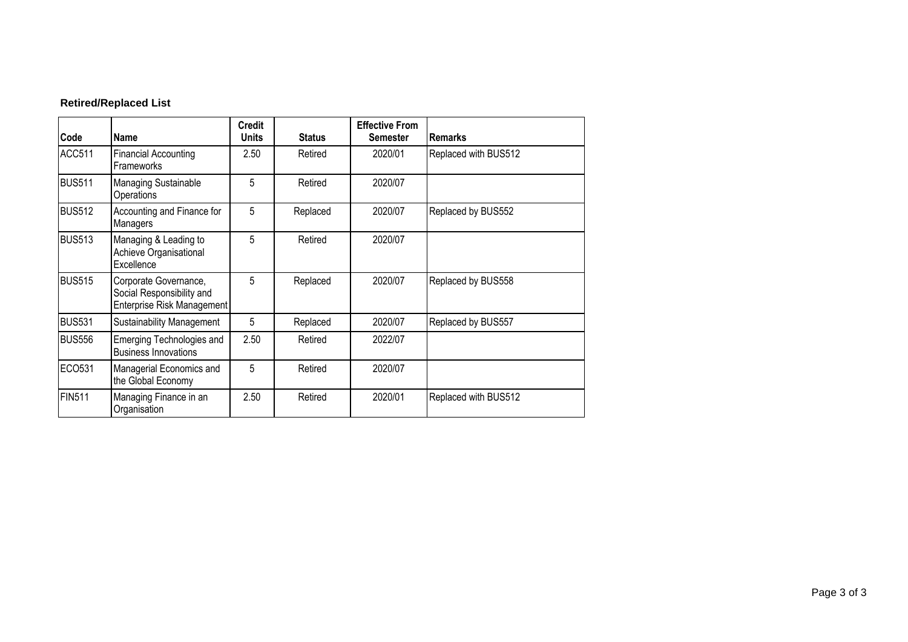**Retired/Replaced List**

| Code | Name | Credit Units | Status | Effective From Semester | Remarks |
|---|---|---|---|---|---|
| ACC511 | Financial Accounting Frameworks | 2.50 | Retired | 2020/01 | Replaced with BUS512 |
| BUS511 | Managing Sustainable Operations | 5 | Retired | 2020/07 | |
| BUS512 | Accounting and Finance for Managers | 5 | Replaced | 2020/07 | Replaced by BUS552 |
| BUS513 | Managing & Leading to Achieve Organisational Excellence | 5 | Retired | 2020/07 | |
| BUS515 | Corporate Governance, Social Responsibility and Enterprise Risk Management | 5 | Replaced | 2020/07 | Replaced by BUS558 |
| BUS531 | Sustainability Management | 5 | Replaced | 2020/07 | Replaced by BUS557 |
| BUS556 | Emerging Technologies and Business Innovations | 2.50 | Retired | 2022/07 | |
| ECO531 | Managerial Economics and the Global Economy | 5 | Retired | 2020/07 | |
| FIN511 | Managing Finance in an Organisation | 2.50 | Retired | 2020/01 | Replaced with BUS512 |